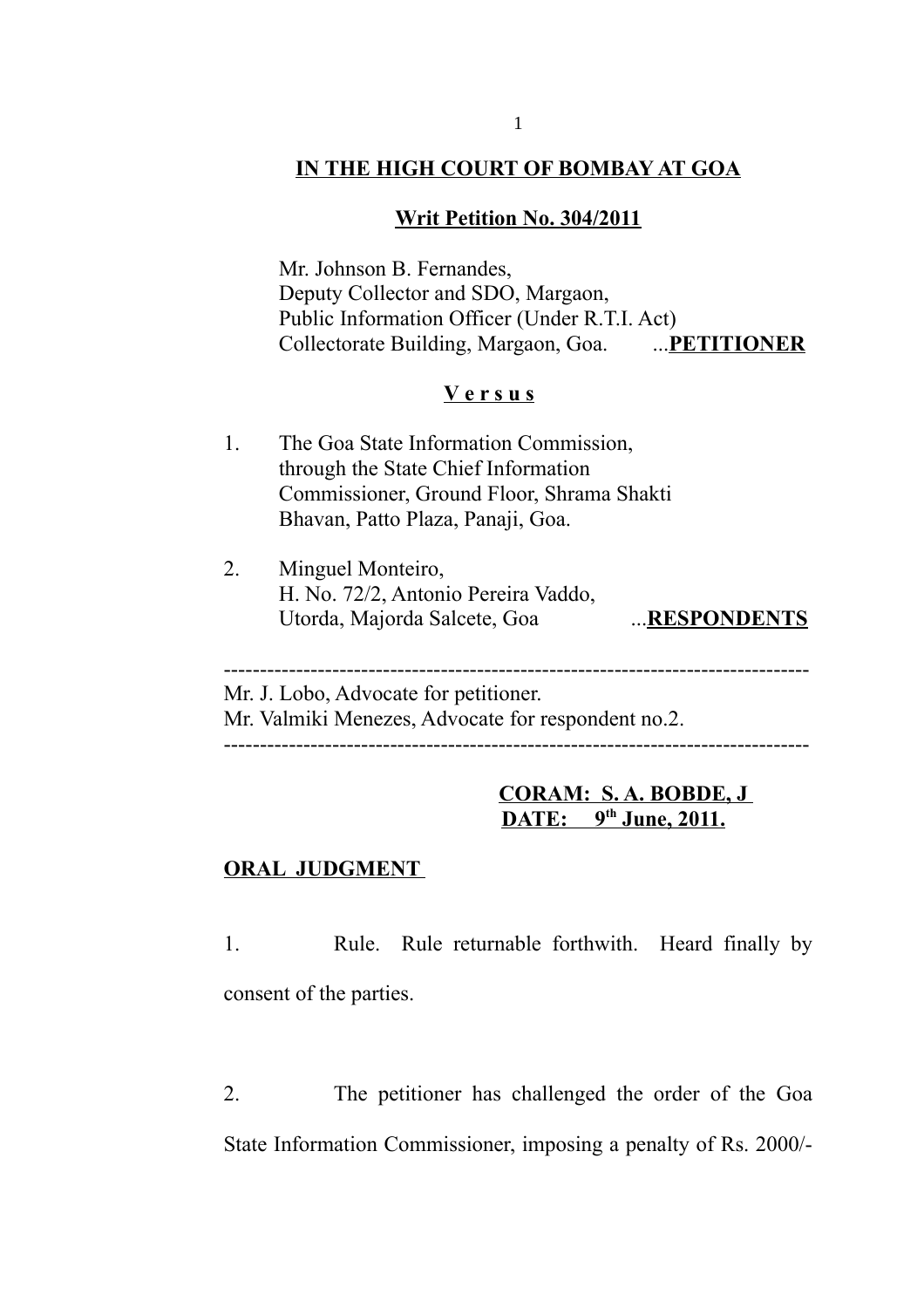# IN THE HIGH COURT OF BOMBAY AT GOA

## Writ Petition No. 304/2011

Mr. Johnson B. Fernandes,
Deputy Collector and SDO, Margaon,
Public Information Officer (Under R.T.I. Act)
Collectorate Building, Margaon, Goa. ...**PETITIONER**

**V e r s u s**

1. The Goa State Information Commission, through the State Chief Information Commissioner, Ground Floor, Shrama Shakti Bhavan, Patto Plaza, Panaji, Goa.

2. Minguel Monteiro, H. No. 72/2, Antonio Pereira Vaddo, Utorda, Majorda Salcete, Goa ...**RESPONDENTS**

---

Mr. J. Lobo, Advocate for petitioner.
Mr. Valmiki Menezes, Advocate for respondent no.2.

---

**CORAM: S. A. BOBDE, J**
**DATE: 9th June, 2011.**

**ORAL JUDGMENT**

1. Rule. Rule returnable forthwith. Heard finally by consent of the parties.

2. The petitioner has challenged the order of the Goa State Information Commissioner, imposing a penalty of Rs. 2000/-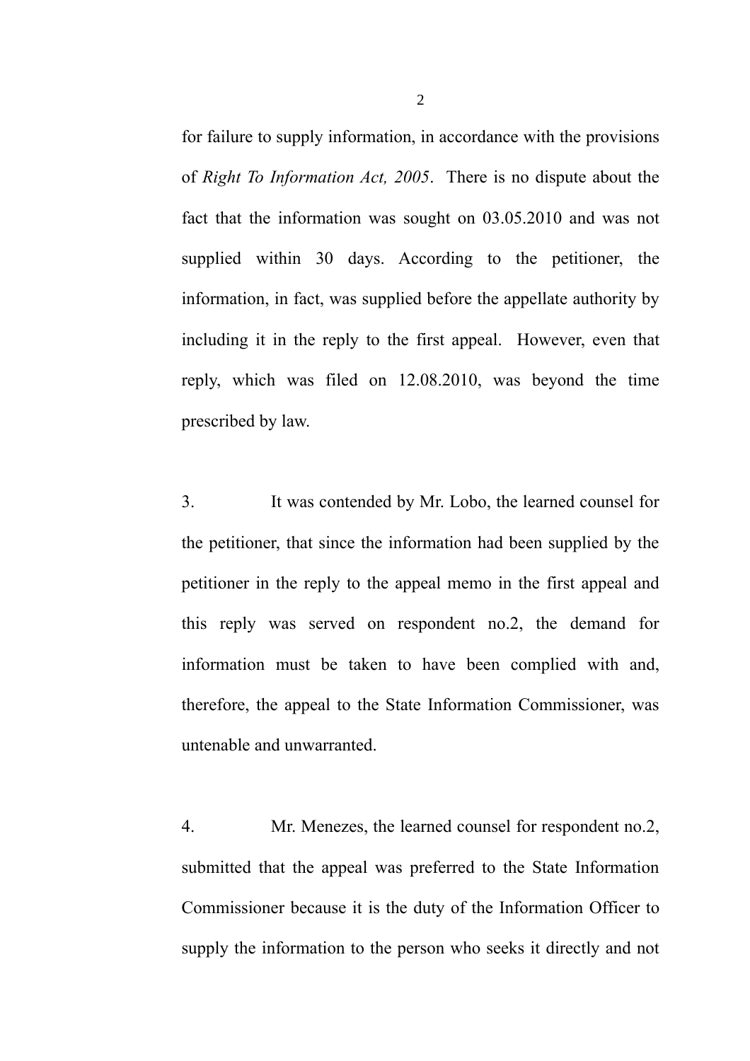for failure to supply information, in accordance with the provisions of *Right To Information Act, 2005*. There is no dispute about the fact that the information was sought on 03.05.2010 and was not supplied within 30 days. According to the petitioner, the information, in fact, was supplied before the appellate authority by including it in the reply to the first appeal. However, even that reply, which was filed on 12.08.2010, was beyond the time prescribed by law.

3. It was contended by Mr. Lobo, the learned counsel for the petitioner, that since the information had been supplied by the petitioner in the reply to the appeal memo in the first appeal and this reply was served on respondent no.2, the demand for information must be taken to have been complied with and, therefore, the appeal to the State Information Commissioner, was untenable and unwarranted.

4. Mr. Menezes, the learned counsel for respondent no.2, submitted that the appeal was preferred to the State Information Commissioner because it is the duty of the Information Officer to supply the information to the person who seeks it directly and not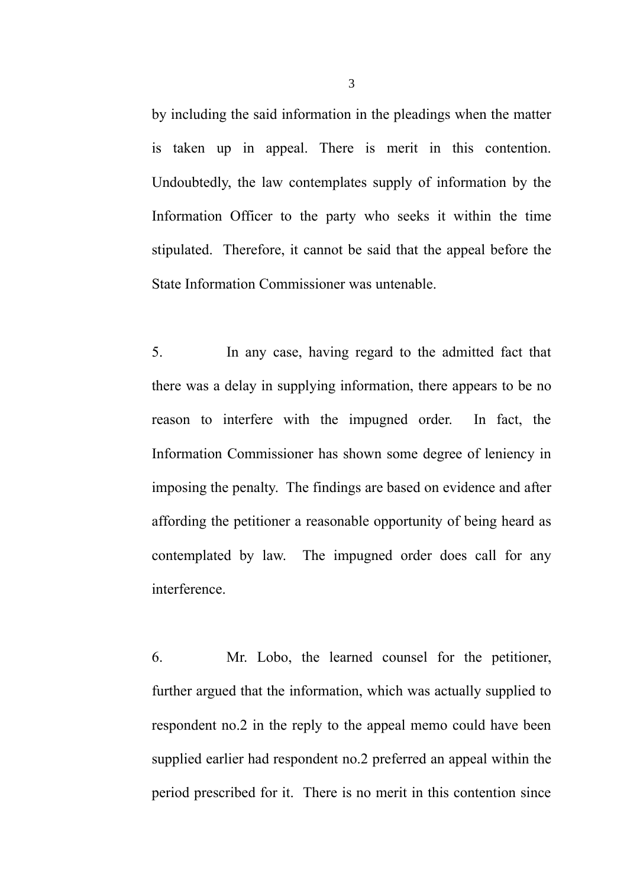by including the said information in the pleadings when the matter is taken up in appeal. There is merit in this contention. Undoubtedly, the law contemplates supply of information by the Information Officer to the party who seeks it within the time stipulated. Therefore, it cannot be said that the appeal before the State Information Commissioner was untenable.

5. In any case, having regard to the admitted fact that there was a delay in supplying information, there appears to be no reason to interfere with the impugned order. In fact, the Information Commissioner has shown some degree of leniency in imposing the penalty. The findings are based on evidence and after affording the petitioner a reasonable opportunity of being heard as contemplated by law. The impugned order does call for any interference.

6. Mr. Lobo, the learned counsel for the petitioner, further argued that the information, which was actually supplied to respondent no.2 in the reply to the appeal memo could have been supplied earlier had respondent no.2 preferred an appeal within the period prescribed for it. There is no merit in this contention since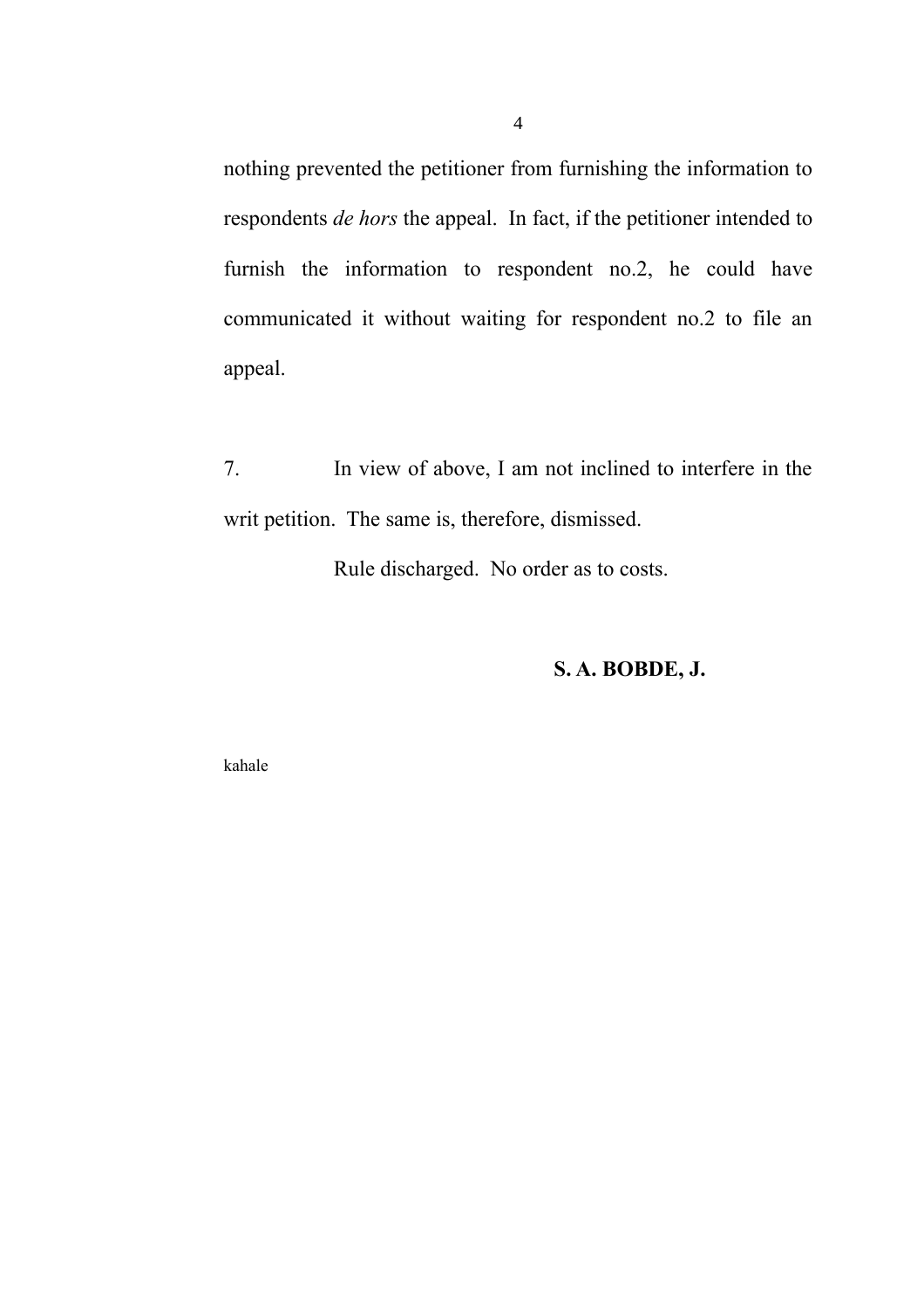nothing prevented the petitioner from furnishing the information to respondents *de hors* the appeal. In fact, if the petitioner intended to furnish the information to respondent no.2, he could have communicated it without waiting for respondent no.2 to file an appeal.

7. In view of above, I am not inclined to interfere in the writ petition. The same is, therefore, dismissed.

Rule discharged. No order as to costs.

**S. A. BOBDE, J.**

kahale